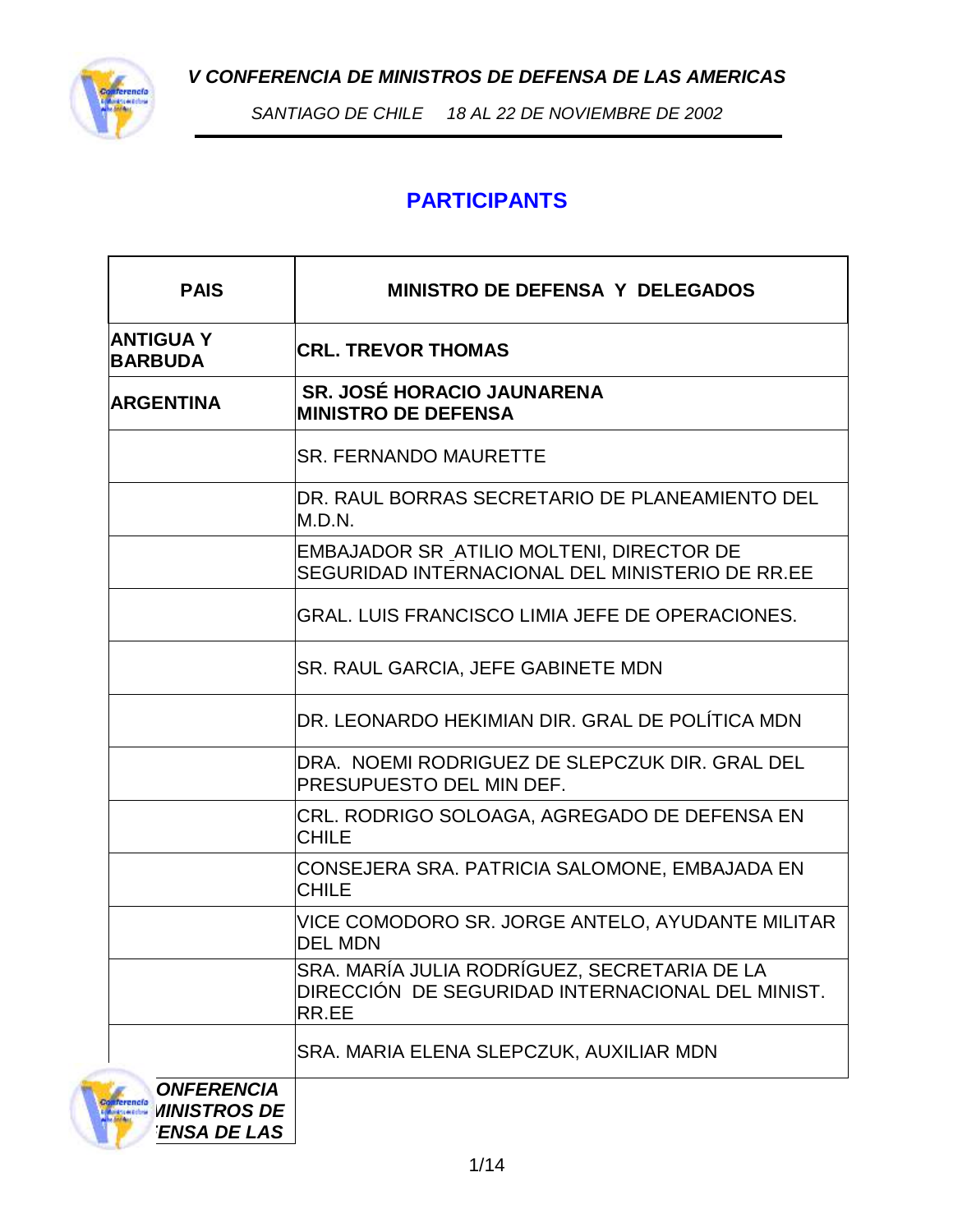# V CONFERENCIA DE MINISTROS DE DEFENSA DE LAS AMERICAS

*SANTIAGO DE CHILE 18 AL 22 DE NOVIEMBRE DE 2002*

## PARTICIPANTS

| PAIS | MINISTRO DE DEFENSA Y DELEGADOS |
|---|---|
| **ANTIGUA Y BARBUDA** | **CRL. TREVOR THOMAS** |
| **ARGENTINA** | **SR. JOSÉ HORACIO JAUNARENA MINISTRO DE DEFENSA** |
| | SR. FERNANDO MAURETTE |
| | DR. RAUL BORRAS SECRETARIO DE PLANEAMIENTO DEL M.D.N. |
| | EMBAJADOR SR ATILIO MOLTENI, DIRECTOR DE SEGURIDAD INTERNACIONAL DEL MINISTERIO DE RR.EE |
| | GRAL. LUIS FRANCISCO LIMIA JEFE DE OPERACIONES. |
| | SR. RAUL GARCIA, JEFE GABINETE MDN |
| | DR. LEONARDO HEKIMIAN DIR. GRAL DE POLÍTICA MDN |
| | DRA. NOEMI RODRIGUEZ DE SLEPCZUK DIR. GRAL DEL PRESUPUESTO DEL MIN DEF. |
| | CRL. RODRIGO SOLOAGA, AGREGADO DE DEFENSA EN CHILE |
| | CONSEJERA SRA. PATRICIA SALOMONE, EMBAJADA EN CHILE |
| | VICE COMODORO SR. JORGE ANTELO, AYUDANTE MILITAR DEL MDN |
| | SRA. MARÍA JULIA RODRÍGUEZ, SECRETARIA DE LA DIRECCIÓN DE SEGURIDAD INTERNACIONAL DEL MINIST. RR.EE |
| | SRA. MARIA ELENA SLEPCZUK, AUXILIAR MDN |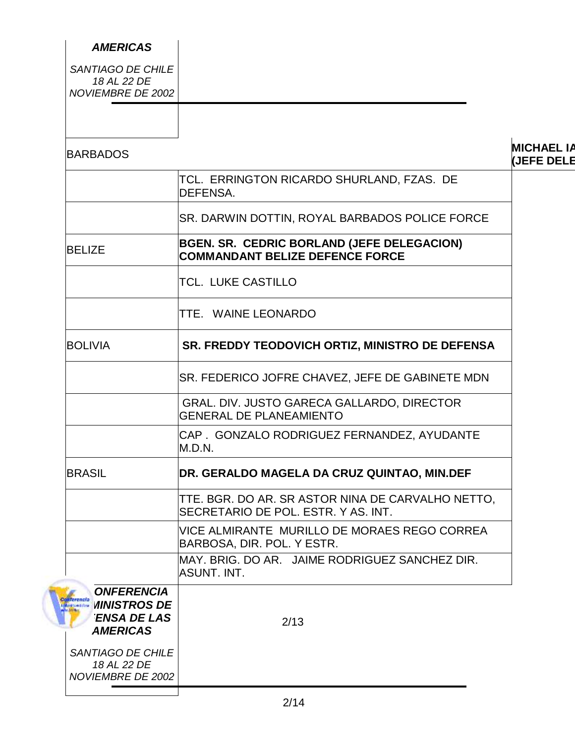| | |
|---|---|
| BARBADOS | **MICHAEL IA (JEFE DELE** |
| | TCL. ERRINGTON RICARDO SHURLAND, FZAS. DE DEFENSA. |
| | SR. DARWIN DOTTIN, ROYAL BARBADOS POLICE FORCE |
| BELIZE | **BGEN. SR. CEDRIC BORLAND (JEFE DELEGACION) COMMANDANT BELIZE DEFENCE FORCE** |
| | TCL. LUKE CASTILLO |
| | TTE. WAINE LEONARDO |
| BOLIVIA | **SR. FREDDY TEODOVICH ORTIZ, MINISTRO DE DEFENSA** |
| | SR. FEDERICO JOFRE CHAVEZ, JEFE DE GABINETE MDN |
| | GRAL. DIV. JUSTO GARECA GALLARDO, DIRECTOR GENERAL DE PLANEAMIENTO |
| | CAP . GONZALO RODRIGUEZ FERNANDEZ, AYUDANTE M.D.N. |
| BRASIL | **DR. GERALDO MAGELA DA CRUZ QUINTAO, MIN.DEF** |
| | TTE. BGR. DO AR. SR ASTOR NINA DE CARVALHO NETTO, SECRETARIO DE POL. ESTR. Y AS. INT. |
| | VICE ALMIRANTE MURILLO DE MORAES REGO CORREA BARBOSA, DIR. POL. Y ESTR. |
| | MAY. BRIG. DO AR. JAIME RODRIGUEZ SANCHEZ DIR. ASUNT. INT. |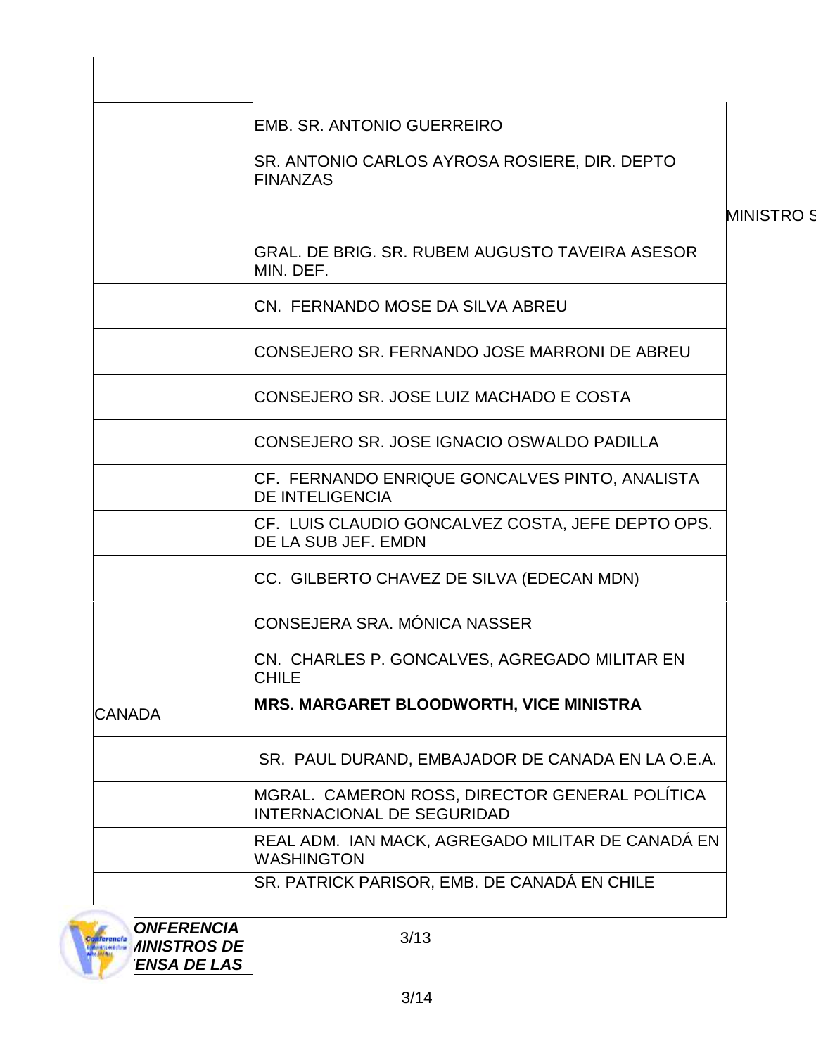| | |
|---|---|
| | |
| | EMB. SR. ANTONIO GUERREIRO |
| | SR. ANTONIO CARLOS AYROSA ROSIERE, DIR. DEPTO FINANZAS |
| | |
| | GRAL. DE BRIG. SR. RUBEM AUGUSTO TAVEIRA ASESOR MIN. DEF. |
| | CN. FERNANDO MOSE DA SILVA ABREU |
| | CONSEJERO SR. FERNANDO JOSE MARRONI DE ABREU |
| | CONSEJERO SR. JOSE LUIZ MACHADO E COSTA |
| | CONSEJERO SR. JOSE IGNACIO OSWALDO PADILLA |
| | CF. FERNANDO ENRIQUE GONCALVES PINTO, ANALISTA DE INTELIGENCIA |
| | CF. LUIS CLAUDIO GONCALVEZ COSTA, JEFE DEPTO OPS. DE LA SUB JEF. EMDN |
| | CC. GILBERTO CHAVEZ DE SILVA (EDECAN MDN) |
| | CONSEJERA SRA. MÓNICA NASSER |
| | CN. CHARLES P. GONCALVES, AGREGADO MILITAR EN CHILE |
| CANADA | **MRS. MARGARET BLOODWORTH, VICE MINISTRA** |
| | SR. PAUL DURAND, EMBAJADOR DE CANADA EN LA O.E.A. |
| | MGRAL. CAMERON ROSS, DIRECTOR GENERAL POLÍTICA INTERNACIONAL DE SEGURIDAD |
| | REAL ADM. IAN MACK, AGREGADO MILITAR DE CANADÁ EN WASHINGTON |
| | SR. PATRICK PARISOR, EMB. DE CANADÁ EN CHILE |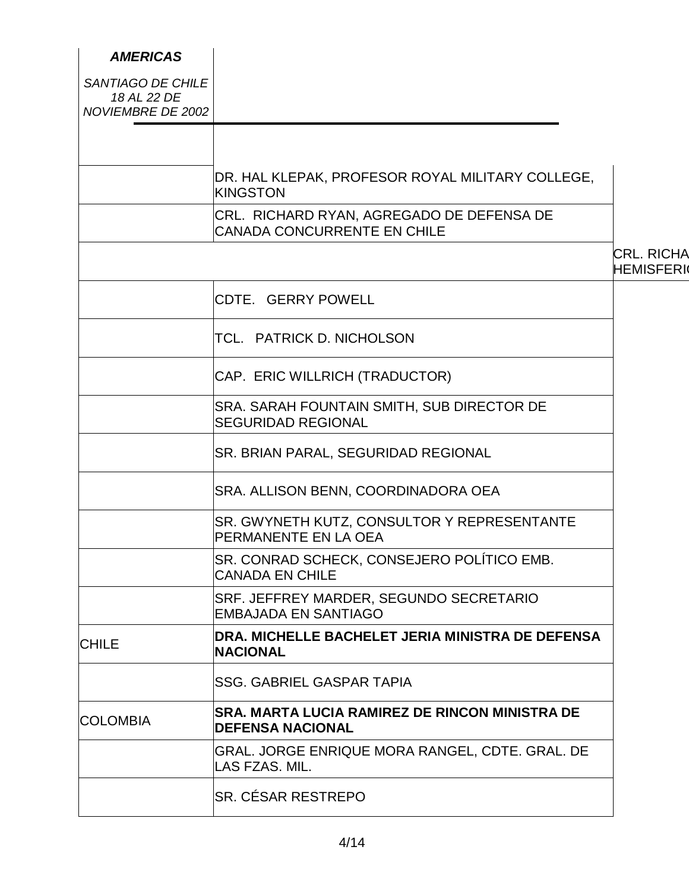***AMERICAS***

*SANTIAGO DE CHILE 18 AL 22 DE NOVIEMBRE DE 2002*

| | |
|---|---|
| | DR. HAL KLEPAK, PROFESOR ROYAL MILITARY COLLEGE, KINGSTON |
| | CRL. RICHARD RYAN, AGREGADO DE DEFENSA DE CANADA CONCURRENTE EN CHILE |
| | CRL. RICHA HEMISFERIC |
| | CDTE. GERRY POWELL |
| | TCL. PATRICK D. NICHOLSON |
| | CAP. ERIC WILLRICH (TRADUCTOR) |
| | SRA. SARAH FOUNTAIN SMITH, SUB DIRECTOR DE SEGURIDAD REGIONAL |
| | SR. BRIAN PARAL, SEGURIDAD REGIONAL |
| | SRA. ALLISON BENN, COORDINADORA OEA |
| | SR. GWYNETH KUTZ, CONSULTOR Y REPRESENTANTE PERMANENTE EN LA OEA |
| | SR. CONRAD SCHECK, CONSEJERO POLÍTICO EMB. CANADA EN CHILE |
| | SRF. JEFFREY MARDER, SEGUNDO SECRETARIO EMBAJADA EN SANTIAGO |
| CHILE | **DRA. MICHELLE BACHELET JERIA MINISTRA DE DEFENSA NACIONAL** |
| | SSG. GABRIEL GASPAR TAPIA |
| COLOMBIA | **SRA. MARTA LUCIA RAMIREZ DE RINCON MINISTRA DE DEFENSA NACIONAL** |
| | GRAL. JORGE ENRIQUE MORA RANGEL, CDTE. GRAL. DE LAS FZAS. MIL. |
| | SR. CÉSAR RESTREPO |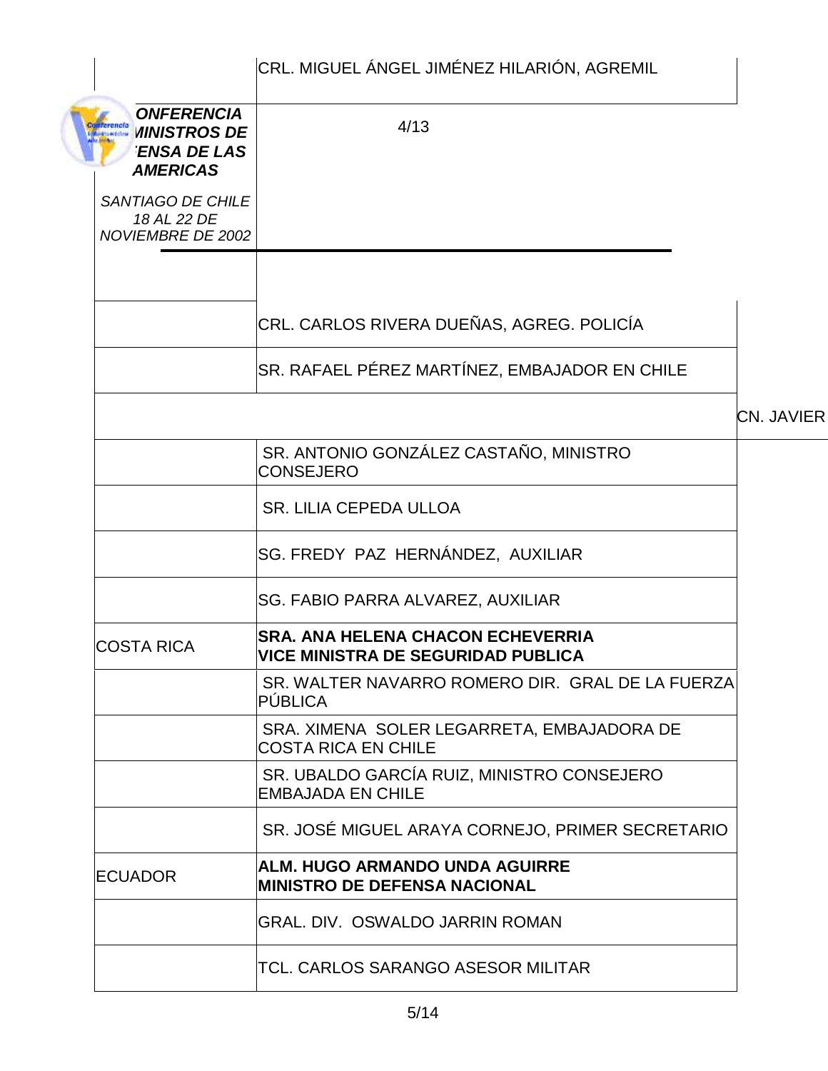| | |
|---|---|
| | CRL. MIGUEL ÁNGEL JIMÉNEZ HILARIÓN, AGREMIL |
| | CRL. CARLOS RIVERA DUEÑAS, AGREG. POLICÍA |
| | SR. RAFAEL PÉREZ MARTÍNEZ, EMBAJADOR EN CHILE |
| | CN. JAVIER |
| | SR. ANTONIO GONZÁLEZ CASTAÑO, MINISTRO CONSEJERO |
| | SR. LILIA CEPEDA ULLOA |
| | SG. FREDY PAZ HERNÁNDEZ, AUXILIAR |
| | SG. FABIO PARRA ALVAREZ, AUXILIAR |
| COSTA RICA | **SRA. ANA HELENA CHACON ECHEVERRIA VICE MINISTRA DE SEGURIDAD PUBLICA** |
| | SR. WALTER NAVARRO ROMERO DIR. GRAL DE LA FUERZA PÚBLICA |
| | SRA. XIMENA SOLER LEGARRETA, EMBAJADORA DE COSTA RICA EN CHILE |
| | SR. UBALDO GARCÍA RUIZ, MINISTRO CONSEJERO EMBAJADA EN CHILE |
| | SR. JOSÉ MIGUEL ARAYA CORNEJO, PRIMER SECRETARIO |
| ECUADOR | **ALM. HUGO ARMANDO UNDA AGUIRRE MINISTRO DE DEFENSA NACIONAL** |
| | GRAL. DIV. OSWALDO JARRIN ROMAN |
| | TCL. CARLOS SARANGO ASESOR MILITAR |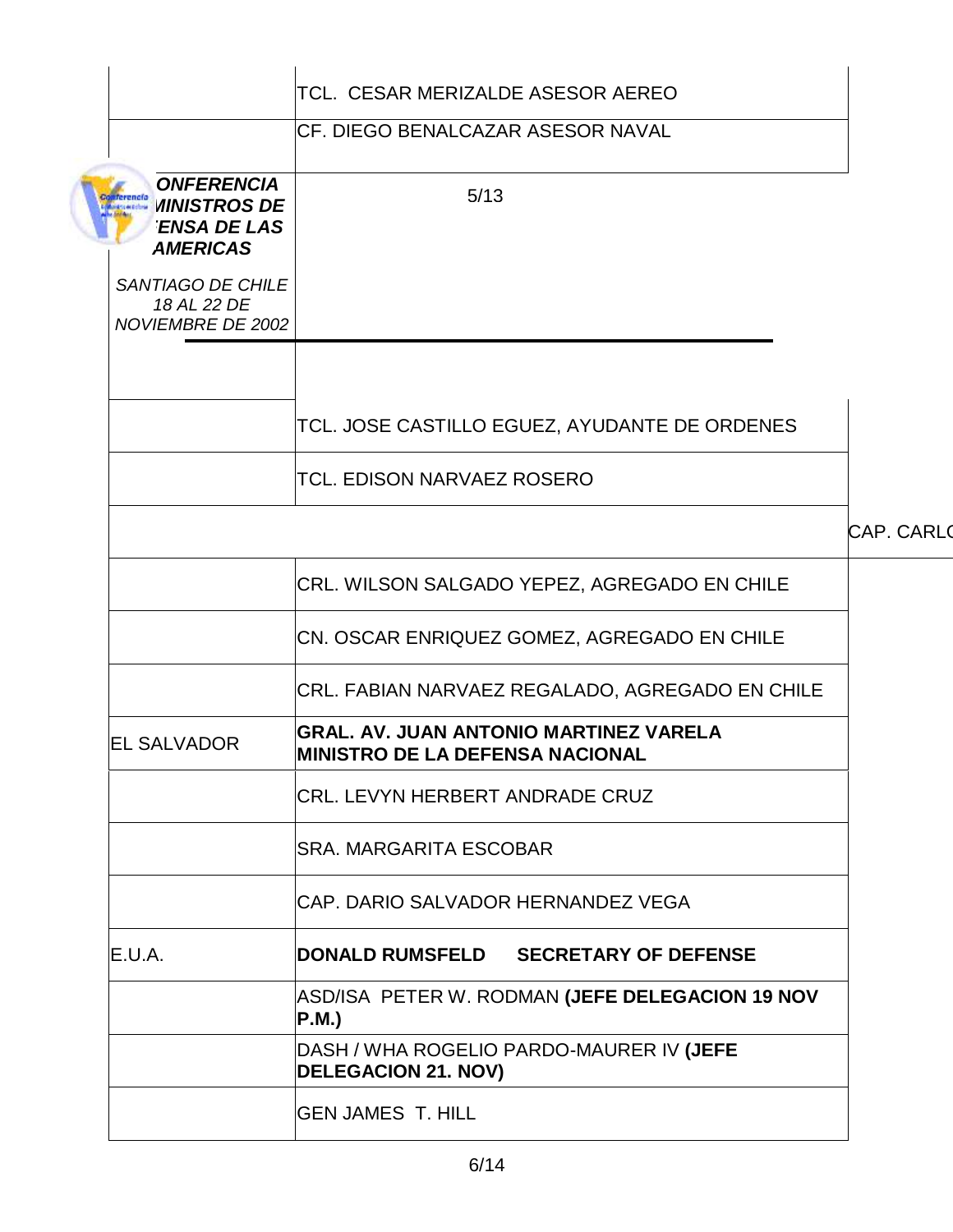| | |
|---|---|
| | TCL. CESAR MERIZALDE ASESOR AEREO |
| | CF. DIEGO BENALCAZAR ASESOR NAVAL |
| | TCL. JOSE CASTILLO EGUEZ, AYUDANTE DE ORDENES |
| | TCL. EDISON NARVAEZ ROSERO |
| | CAP. CARLO |
| | CRL. WILSON SALGADO YEPEZ, AGREGADO EN CHILE |
| | CN. OSCAR ENRIQUEZ GOMEZ, AGREGADO EN CHILE |
| | CRL. FABIAN NARVAEZ REGALADO, AGREGADO EN CHILE |
| EL SALVADOR | **GRAL. AV. JUAN ANTONIO MARTINEZ VARELA MINISTRO DE LA DEFENSA NACIONAL** |
| | CRL. LEVYN HERBERT ANDRADE CRUZ |
| | SRA. MARGARITA ESCOBAR |
| | CAP. DARIO SALVADOR HERNANDEZ VEGA |
| E.U.A. | **DONALD RUMSFELD SECRETARY OF DEFENSE** |
| | ASD/ISA PETER W. RODMAN **(JEFE DELEGACION 19 NOV P.M.)** |
| | DASH / WHA ROGELIO PARDO-MAURER IV **(JEFE DELEGACION 21. NOV)** |
| | GEN JAMES T. HILL |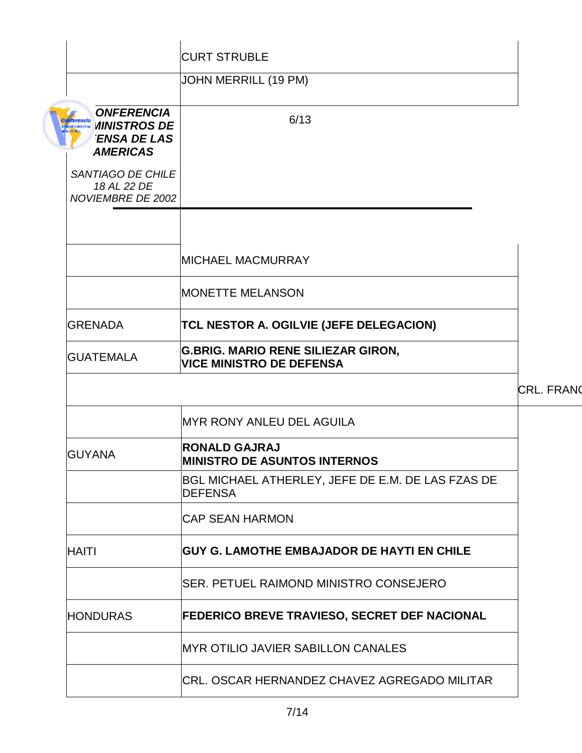| | |
|---|---|
| | CURT STRUBLE |
| | JOHN MERRILL (19 PM) |
| | MICHAEL MACMURRAY |
| | MONETTE MELANSON |
| GRENADA | **TCL NESTOR A. OGILVIE (JEFE DELEGACION)** |
| GUATEMALA | **G.BRIG. MARIO RENE SILIEZAR GIRON, VICE MINISTRO DE DEFENSA** |
| | CRL. FRANC |
| | MYR RONY ANLEU DEL AGUILA |
| GUYANA | **RONALD GAJRAJ MINISTRO DE ASUNTOS INTERNOS** |
| | BGL MICHAEL ATHERLEY, JEFE DE E.M. DE LAS FZAS DE DEFENSA |
| | CAP SEAN HARMON |
| HAITI | **GUY G. LAMOTHE EMBAJADOR DE HAYTI EN CHILE** |
| | SER. PETUEL RAIMOND MINISTRO CONSEJERO |
| HONDURAS | **FEDERICO BREVE TRAVIESO, SECRET DEF NACIONAL** |
| | MYR OTILIO JAVIER SABILLON CANALES |
| | CRL. OSCAR HERNANDEZ CHAVEZ AGREGADO MILITAR |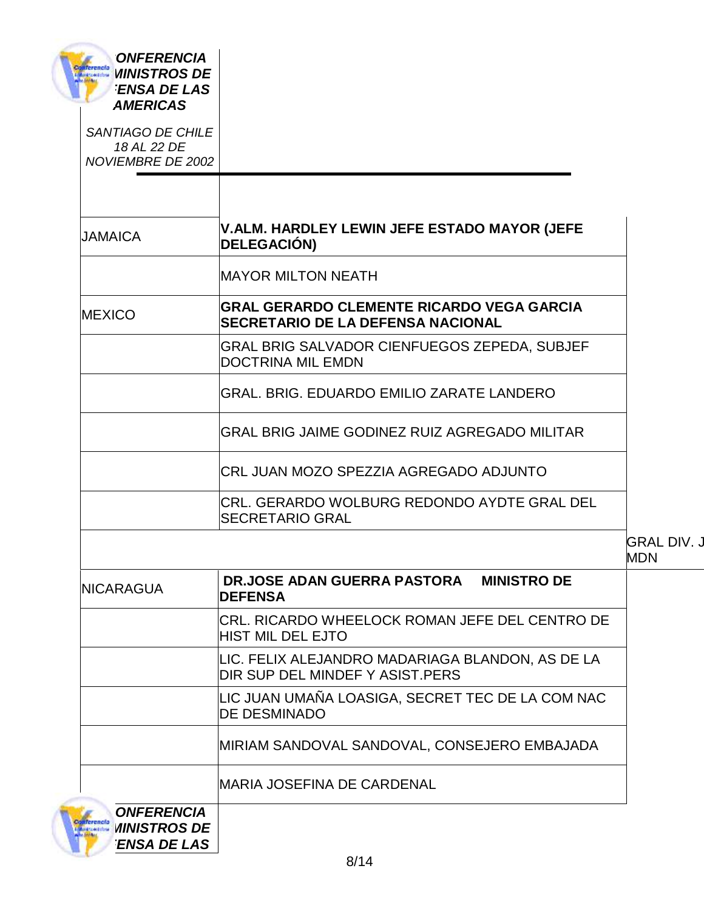| | |
|---|---|
| JAMAICA | **V.ALM. HARDLEY LEWIN JEFE ESTADO MAYOR (JEFE DELEGACIÓN)** |
| | MAYOR MILTON NEATH |
| MEXICO | **GRAL GERARDO CLEMENTE RICARDO VEGA GARCIA SECRETARIO DE LA DEFENSA NACIONAL** |
| | GRAL BRIG SALVADOR CIENFUEGOS ZEPEDA, SUBJEF DOCTRINA MIL EMDN |
| | GRAL. BRIG. EDUARDO EMILIO ZARATE LANDERO |
| | GRAL BRIG JAIME GODINEZ RUIZ AGREGADO MILITAR |
| | CRL JUAN MOZO SPEZZIA AGREGADO ADJUNTO |
| | CRL. GERARDO WOLBURG REDONDO AYDTE GRAL DEL SECRETARIO GRAL |
| | GRAL DIV. J MDN |
| NICARAGUA | **DR.JOSE ADAN GUERRA PASTORA MINISTRO DE DEFENSA** |
| | CRL. RICARDO WHEELOCK ROMAN JEFE DEL CENTRO DE HIST MIL DEL EJTO |
| | LIC. FELIX ALEJANDRO MADARIAGA BLANDON, AS DE LA DIR SUP DEL MINDEF Y ASIST.PERS |
| | LIC JUAN UMAÑA LOASIGA, SECRET TEC DE LA COM NAC DE DESMINADO |
| | MIRIAM SANDOVAL SANDOVAL, CONSEJERO EMBAJADA |
| | MARIA JOSEFINA DE CARDENAL |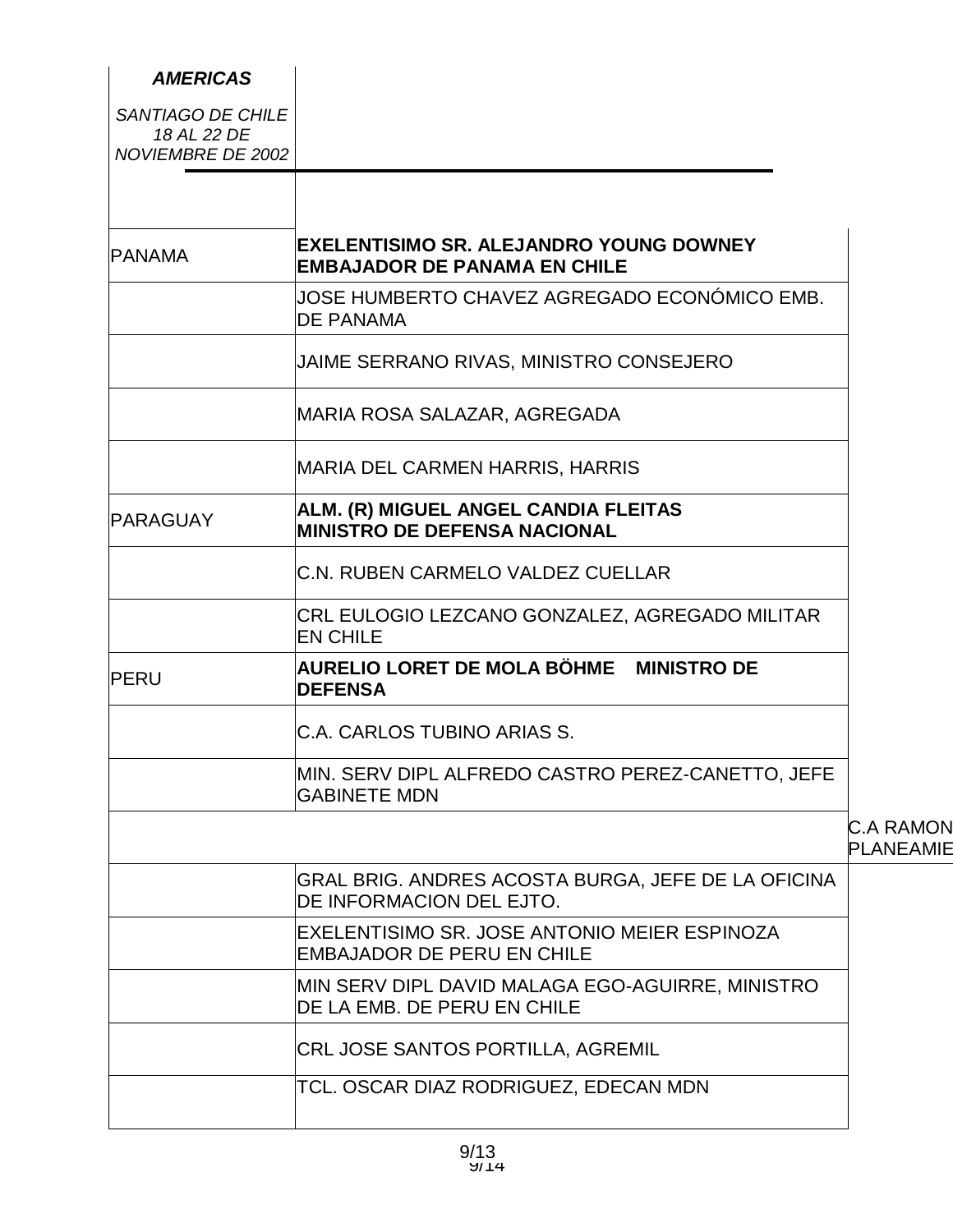***AMERICAS***

*SANTIAGO DE CHILE 18 AL 22 DE NOVIEMBRE DE 2002*

| | | |
|---|---|---|
| PANAMA | **EXELENTISIMO SR. ALEJANDRO YOUNG DOWNEY EMBAJADOR DE PANAMA EN CHILE** | |
| | JOSE HUMBERTO CHAVEZ AGREGADO ECONÓMICO EMB. DE PANAMA | |
| | JAIME SERRANO RIVAS, MINISTRO CONSEJERO | |
| | MARIA ROSA SALAZAR, AGREGADA | |
| | MARIA DEL CARMEN HARRIS, HARRIS | |
| PARAGUAY | **ALM. (R) MIGUEL ANGEL CANDIA FLEITAS MINISTRO DE DEFENSA NACIONAL** | |
| | C.N. RUBEN CARMELO VALDEZ CUELLAR | |
| | CRL EULOGIO LEZCANO GONZALEZ, AGREGADO MILITAR EN CHILE | |
| PERU | **AURELIO LORET DE MOLA BÖHME MINISTRO DE DEFENSA** | |
| | C.A. CARLOS TUBINO ARIAS S. | |
| | MIN. SERV DIPL ALFREDO CASTRO PEREZ-CANETTO, JEFE GABINETE MDN | |
| | | C.A RAMON PLANEAMIE |
| | GRAL BRIG. ANDRES ACOSTA BURGA, JEFE DE LA OFICINA DE INFORMACION DEL EJTO. | |
| | EXELENTISIMO SR. JOSE ANTONIO MEIER ESPINOZA EMBAJADOR DE PERU EN CHILE | |
| | MIN SERV DIPL DAVID MALAGA EGO-AGUIRRE, MINISTRO DE LA EMB. DE PERU EN CHILE | |
| | CRL JOSE SANTOS PORTILLA, AGREMIL | |
| | TCL. OSCAR DIAZ RODRIGUEZ, EDECAN MDN | |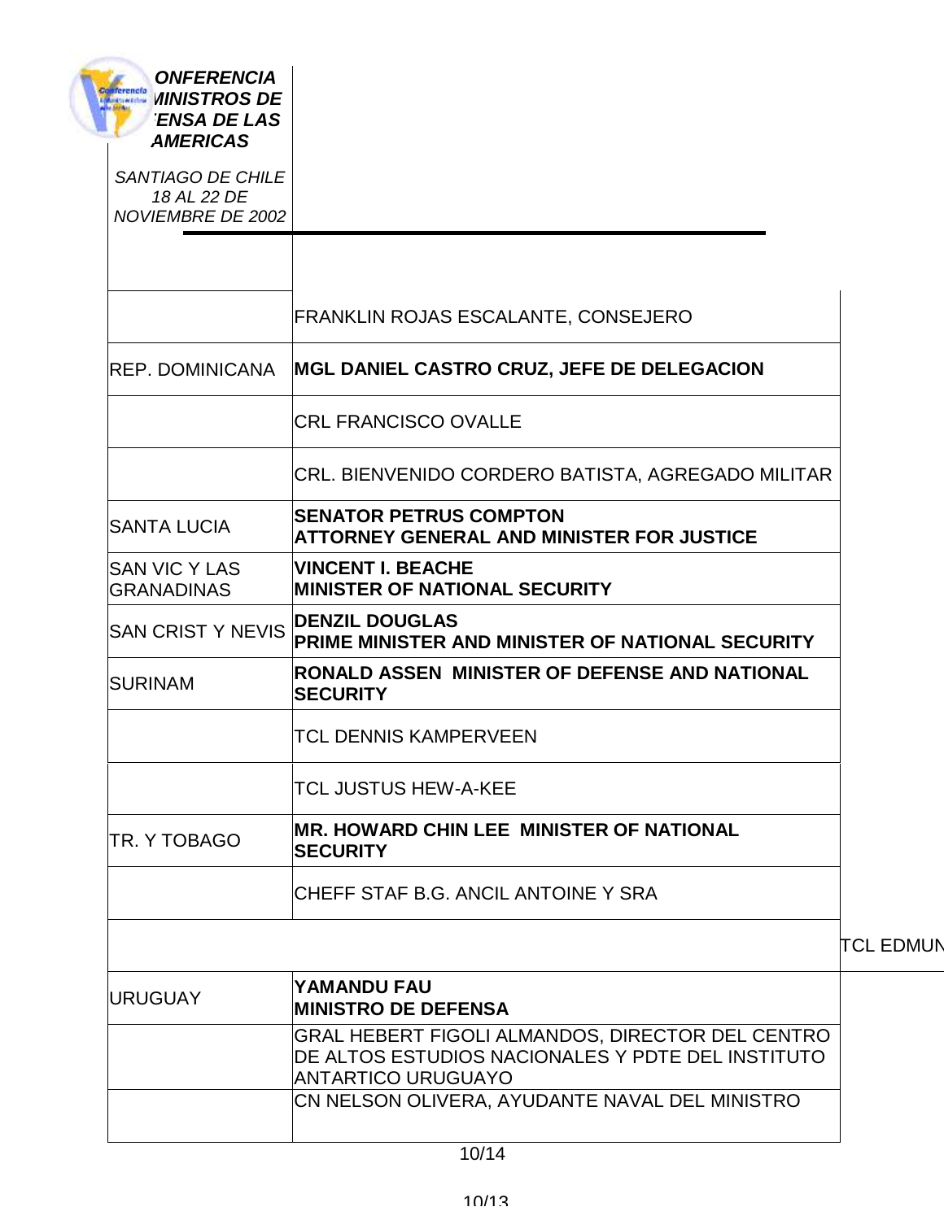**CONFERENCIA MINISTROS DE DEFENSA DE LAS AMERICAS**

*SANTIAGO DE CHILE 18 AL 22 DE NOVIEMBRE DE 2002*

| | |
|---|---|
| | FRANKLIN ROJAS ESCALANTE, CONSEJERO |
| REP. DOMINICANA | **MGL DANIEL CASTRO CRUZ, JEFE DE DELEGACION** |
| | CRL FRANCISCO OVALLE |
| | CRL. BIENVENIDO CORDERO BATISTA, AGREGADO MILITAR |
| SANTA LUCIA | **SENATOR PETRUS COMPTON ATTORNEY GENERAL AND MINISTER FOR JUSTICE** |
| SAN VIC Y LAS GRANADINAS | **VINCENT I. BEACHE MINISTER OF NATIONAL SECURITY** |
| SAN CRIST Y NEVIS | **DENZIL DOUGLAS PRIME MINISTER AND MINISTER OF NATIONAL SECURITY** |
| SURINAM | **RONALD ASSEN MINISTER OF DEFENSE AND NATIONAL SECURITY** |
| | TCL DENNIS KAMPERVEEN |
| | TCL JUSTUS HEW-A-KEE |
| TR. Y TOBAGO | **MR. HOWARD CHIN LEE MINISTER OF NATIONAL SECURITY** |
| | CHEFF STAF B.G. ANCIL ANTOINE Y SRA |
| | TCL EDMUN |
| URUGUAY | **YAMANDU FAU MINISTRO DE DEFENSA** |
| | GRAL HEBERT FIGOLI ALMANDOS, DIRECTOR DEL CENTRO DE ALTOS ESTUDIOS NACIONALES Y PDTE DEL INSTITUTO ANTARTICO URUGUAYO |
| | CN NELSON OLIVERA, AYUDANTE NAVAL DEL MINISTRO |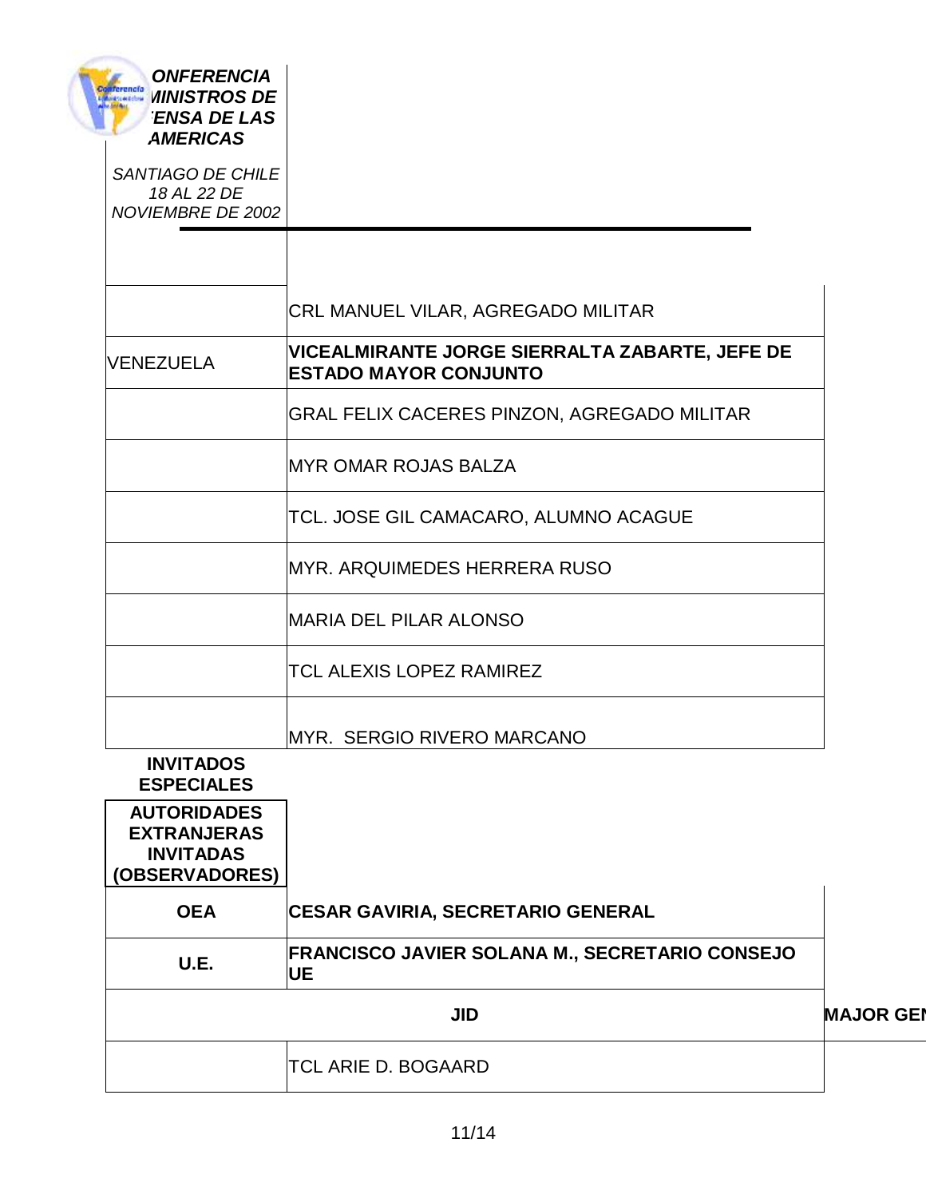*CONFERENCIA MINISTROS DE DEFENSA DE LAS AMERICAS*

*SANTIAGO DE CHILE 18 AL 22 DE NOVIEMBRE DE 2002*

| | |
|---|---|
| | CRL MANUEL VILAR, AGREGADO MILITAR |
| VENEZUELA | **VICEALMIRANTE JORGE SIERRALTA ZABARTE, JEFE DE ESTADO MAYOR CONJUNTO** |
| | GRAL FELIX CACERES PINZON, AGREGADO MILITAR |
| | MYR OMAR ROJAS BALZA |
| | TCL. JOSE GIL CAMACARO, ALUMNO ACAGUE |
| | MYR. ARQUIMEDES HERRERA RUSO |
| | MARIA DEL PILAR ALONSO |
| | TCL ALEXIS LOPEZ RAMIREZ |
| | MYR. SERGIO RIVERO MARCANO |

**INVITADOS ESPECIALES**

**AUTORIDADES EXTRANJERAS INVITADAS (OBSERVADORES)**

| | |
|---|---|
| **OEA** | **CESAR GAVIRIA, SECRETARIO GENERAL** |
| **U.E.** | **FRANCISCO JAVIER SOLANA M., SECRETARIO CONSEJO UE** |
| **JID** | **MAJOR GEN** |
| | TCL ARIE D. BOGAARD |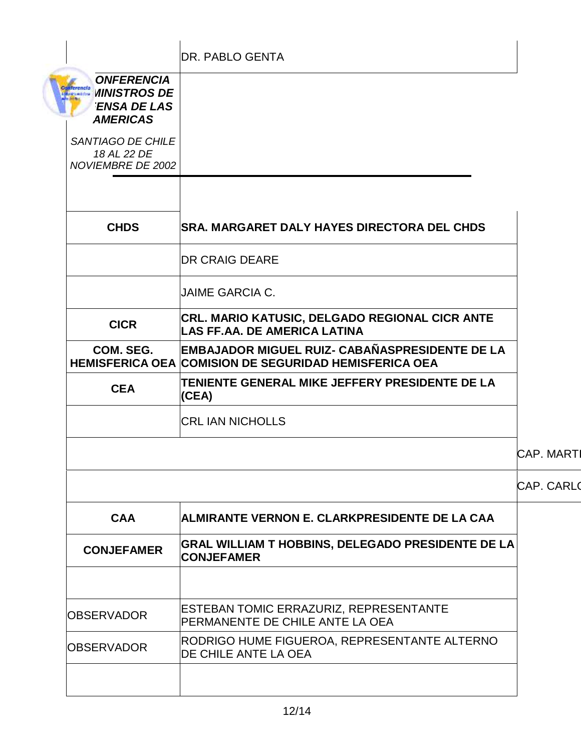| | |
|---|---|
| | DR. PABLO GENTA |
| ***CONFERENCIA MINISTROS DE DEFENSA DE LAS AMERICAS*** *SANTIAGO DE CHILE 18 AL 22 DE NOVIEMBRE DE 2002* | |
| | |
| **CHDS** | **SRA. MARGARET DALY HAYES DIRECTORA DEL CHDS** |
| | DR CRAIG DEARE |
| | JAIME GARCIA C. |
| **CICR** | **CRL. MARIO KATUSIC, DELGADO REGIONAL CICR ANTE LAS FF.AA. DE AMERICA LATINA** |
| **COM. SEG. HEMISFERICA OEA** | **EMBAJADOR MIGUEL RUIZ- CABAÑASPRESIDENTE DE LA COMISION DE SEGURIDAD HEMISFERICA OEA** |
| **CEA** | **TENIENTE GENERAL MIKE JEFFERY PRESIDENTE DE LA (CEA)** |
| | CRL IAN NICHOLLS |
| | CAP. MARTI |
| | CAP. CARLC |
| **CAA** | **ALMIRANTE VERNON E. CLARKPRESIDENTE DE LA CAA** |
| **CONJEFAMER** | **GRAL WILLIAM T HOBBINS, DELEGADO PRESIDENTE DE LA CONJEFAMER** |
| | |
| OBSERVADOR | ESTEBAN TOMIC ERRAZURIZ, REPRESENTANTE PERMANENTE DE CHILE ANTE LA OEA |
| OBSERVADOR | RODRIGO HUME FIGUEROA, REPRESENTANTE ALTERNO DE CHILE ANTE LA OEA |
| | |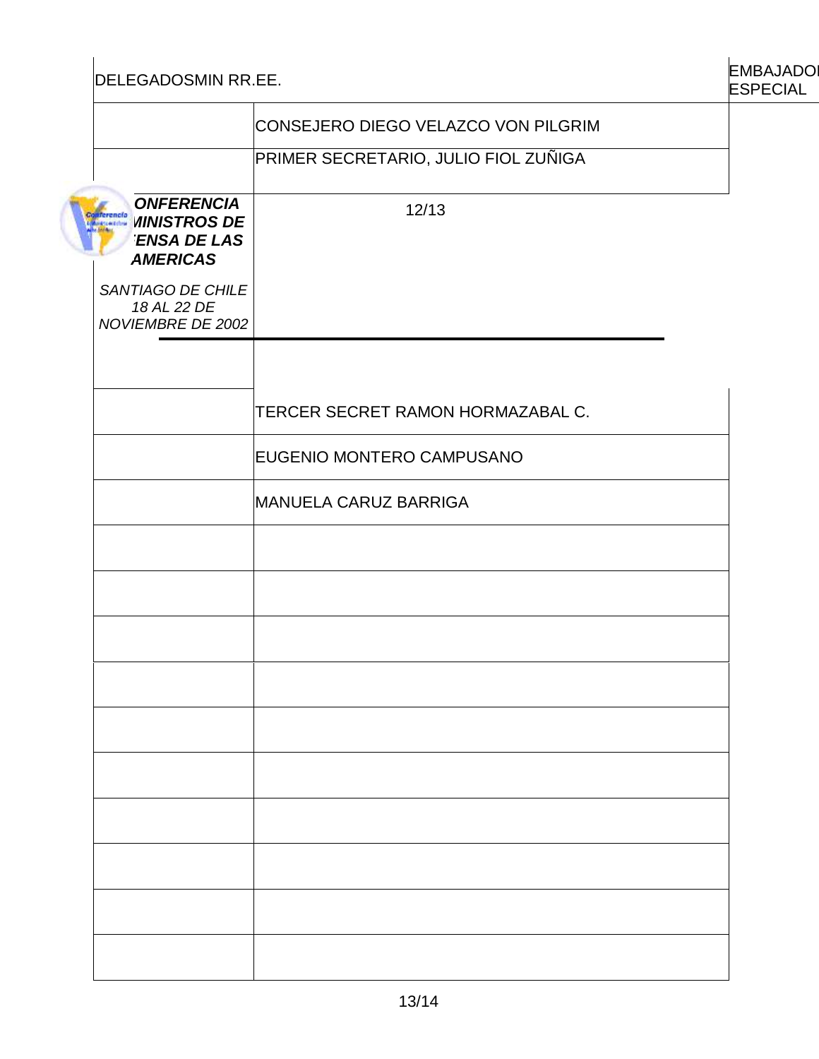| DELEGADOSMIN RR.EE. | | EMBAJADOR ESPECIAL |
|---|---|---|
| | CONSEJERO DIEGO VELAZCO VON PILGRIM | |
| | PRIMER SECRETARIO, JULIO FIOL ZUÑIGA | |
| | | |
| | TERCER SECRET RAMON HORMAZABAL C. | |
| | EUGENIO MONTERO CAMPUSANO | |
| | MANUELA CARUZ BARRIGA | |
| | | |
| | | |
| | | |
| | | |
| | | |
| | | |
| | | |
| | | |
| | | |
| | | |